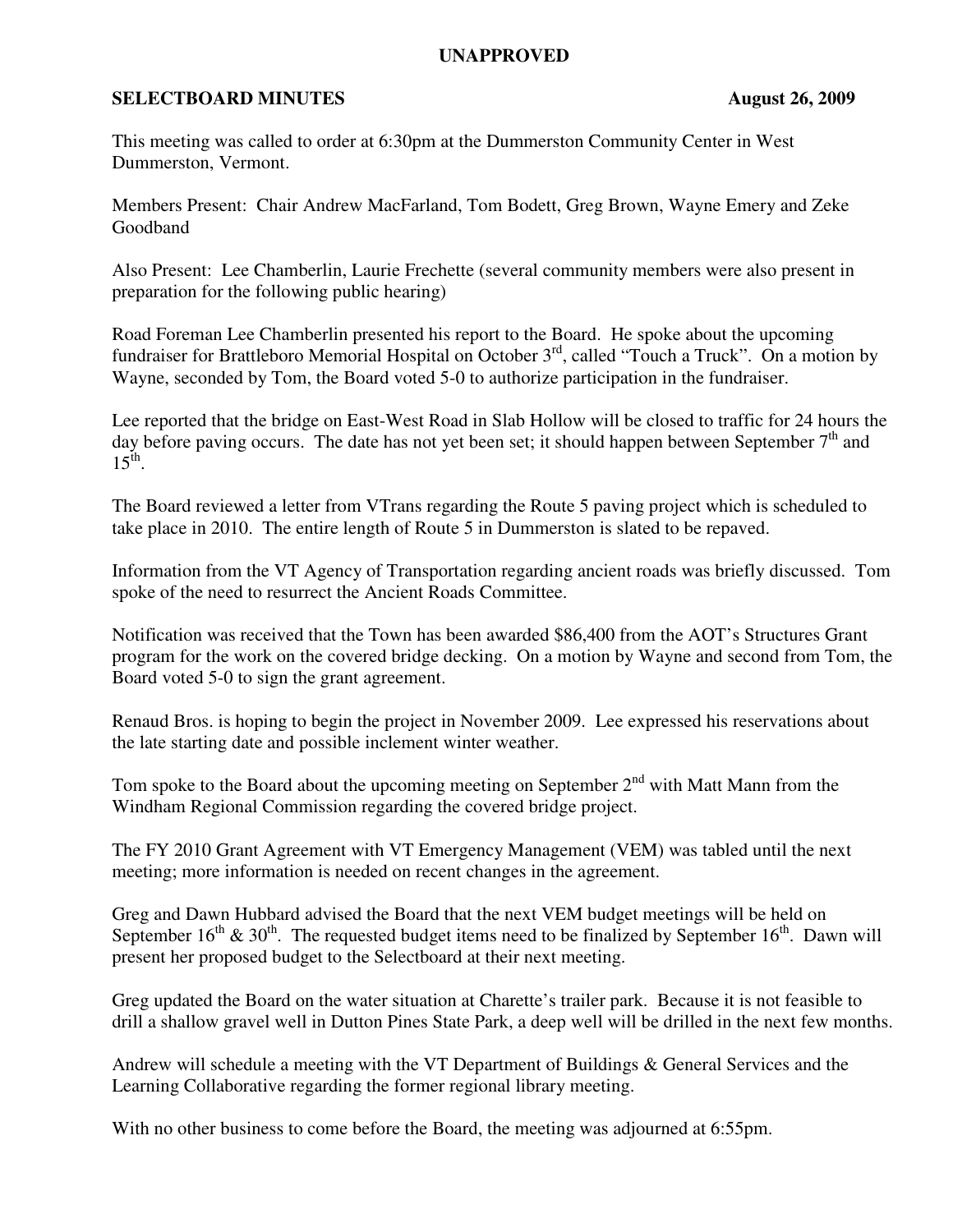**UNAPPROVED**

**SELECTBOARD MINUTES** **August 26, 2009**

This meeting was called to order at 6:30pm at the Dummerston Community Center in West Dummerston, Vermont.

Members Present: Chair Andrew MacFarland, Tom Bodett, Greg Brown, Wayne Emery and Zeke Goodband

Also Present: Lee Chamberlin, Laurie Frechette (several community members were also present in preparation for the following public hearing)

Road Foreman Lee Chamberlin presented his report to the Board. He spoke about the upcoming fundraiser for Brattleboro Memorial Hospital on October 3rd, called "Touch a Truck". On a motion by Wayne, seconded by Tom, the Board voted 5-0 to authorize participation in the fundraiser.

Lee reported that the bridge on East-West Road in Slab Hollow will be closed to traffic for 24 hours the day before paving occurs. The date has not yet been set; it should happen between September 7th and 15th.

The Board reviewed a letter from VTrans regarding the Route 5 paving project which is scheduled to take place in 2010. The entire length of Route 5 in Dummerston is slated to be repaved.

Information from the VT Agency of Transportation regarding ancient roads was briefly discussed. Tom spoke of the need to resurrect the Ancient Roads Committee.

Notification was received that the Town has been awarded $86,400 from the AOT's Structures Grant program for the work on the covered bridge decking. On a motion by Wayne and second from Tom, the Board voted 5-0 to sign the grant agreement.

Renaud Bros. is hoping to begin the project in November 2009. Lee expressed his reservations about the late starting date and possible inclement winter weather.

Tom spoke to the Board about the upcoming meeting on September 2nd with Matt Mann from the Windham Regional Commission regarding the covered bridge project.

The FY 2010 Grant Agreement with VT Emergency Management (VEM) was tabled until the next meeting; more information is needed on recent changes in the agreement.

Greg and Dawn Hubbard advised the Board that the next VEM budget meetings will be held on September 16th & 30th. The requested budget items need to be finalized by September 16th. Dawn will present her proposed budget to the Selectboard at their next meeting.

Greg updated the Board on the water situation at Charette's trailer park. Because it is not feasible to drill a shallow gravel well in Dutton Pines State Park, a deep well will be drilled in the next few months.

Andrew will schedule a meeting with the VT Department of Buildings & General Services and the Learning Collaborative regarding the former regional library meeting.

With no other business to come before the Board, the meeting was adjourned at 6:55pm.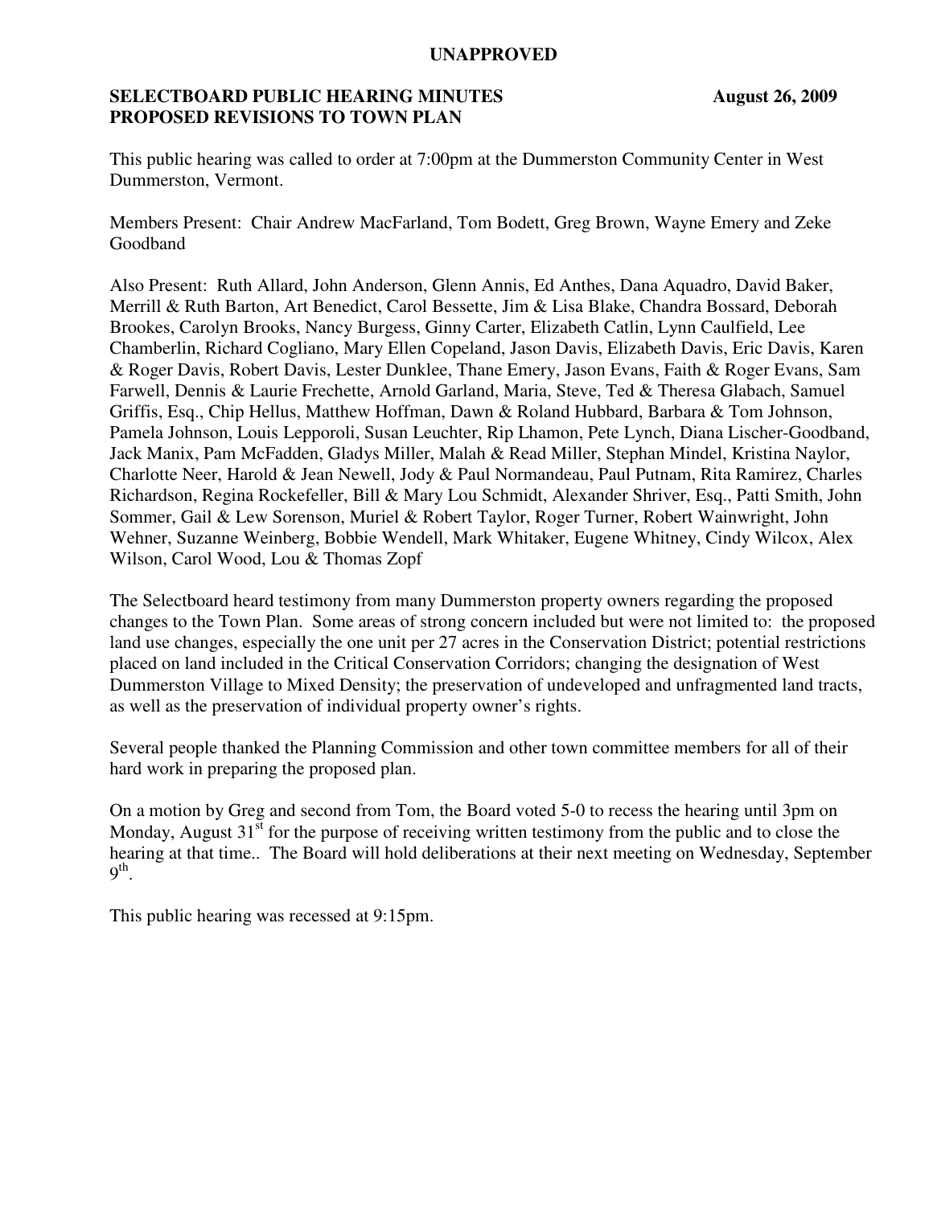**UNAPPROVED**

**SELECTBOARD PUBLIC HEARING MINUTES** **August 26, 2009**
**PROPOSED REVISIONS TO TOWN PLAN**

This public hearing was called to order at 7:00pm at the Dummerston Community Center in West Dummerston, Vermont.

Members Present: Chair Andrew MacFarland, Tom Bodett, Greg Brown, Wayne Emery and Zeke Goodband

Also Present: Ruth Allard, John Anderson, Glenn Annis, Ed Anthes, Dana Aquadro, David Baker, Merrill & Ruth Barton, Art Benedict, Carol Bessette, Jim & Lisa Blake, Chandra Bossard, Deborah Brookes, Carolyn Brooks, Nancy Burgess, Ginny Carter, Elizabeth Catlin, Lynn Caulfield, Lee Chamberlin, Richard Cogliano, Mary Ellen Copeland, Jason Davis, Elizabeth Davis, Eric Davis, Karen & Roger Davis, Robert Davis, Lester Dunklee, Thane Emery, Jason Evans, Faith & Roger Evans, Sam Farwell, Dennis & Laurie Frechette, Arnold Garland, Maria, Steve, Ted & Theresa Glabach, Samuel Griffis, Esq., Chip Hellus, Matthew Hoffman, Dawn & Roland Hubbard, Barbara & Tom Johnson, Pamela Johnson, Louis Lepporoli, Susan Leuchter, Rip Lhamon, Pete Lynch, Diana Lischer-Goodband, Jack Manix, Pam McFadden, Gladys Miller, Malah & Read Miller, Stephan Mindel, Kristina Naylor, Charlotte Neer, Harold & Jean Newell, Jody & Paul Normandeau, Paul Putnam, Rita Ramirez, Charles Richardson, Regina Rockefeller, Bill & Mary Lou Schmidt, Alexander Shriver, Esq., Patti Smith, John Sommer, Gail & Lew Sorenson, Muriel & Robert Taylor, Roger Turner, Robert Wainwright, John Wehner, Suzanne Weinberg, Bobbie Wendell, Mark Whitaker, Eugene Whitney, Cindy Wilcox, Alex Wilson, Carol Wood, Lou & Thomas Zopf

The Selectboard heard testimony from many Dummerston property owners regarding the proposed changes to the Town Plan. Some areas of strong concern included but were not limited to: the proposed land use changes, especially the one unit per 27 acres in the Conservation District; potential restrictions placed on land included in the Critical Conservation Corridors; changing the designation of West Dummerston Village to Mixed Density; the preservation of undeveloped and unfragmented land tracts, as well as the preservation of individual property owner's rights.

Several people thanked the Planning Commission and other town committee members for all of their hard work in preparing the proposed plan.

On a motion by Greg and second from Tom, the Board voted 5-0 to recess the hearing until 3pm on Monday, August 31st for the purpose of receiving written testimony from the public and to close the hearing at that time.. The Board will hold deliberations at their next meeting on Wednesday, September 9th.

This public hearing was recessed at 9:15pm.